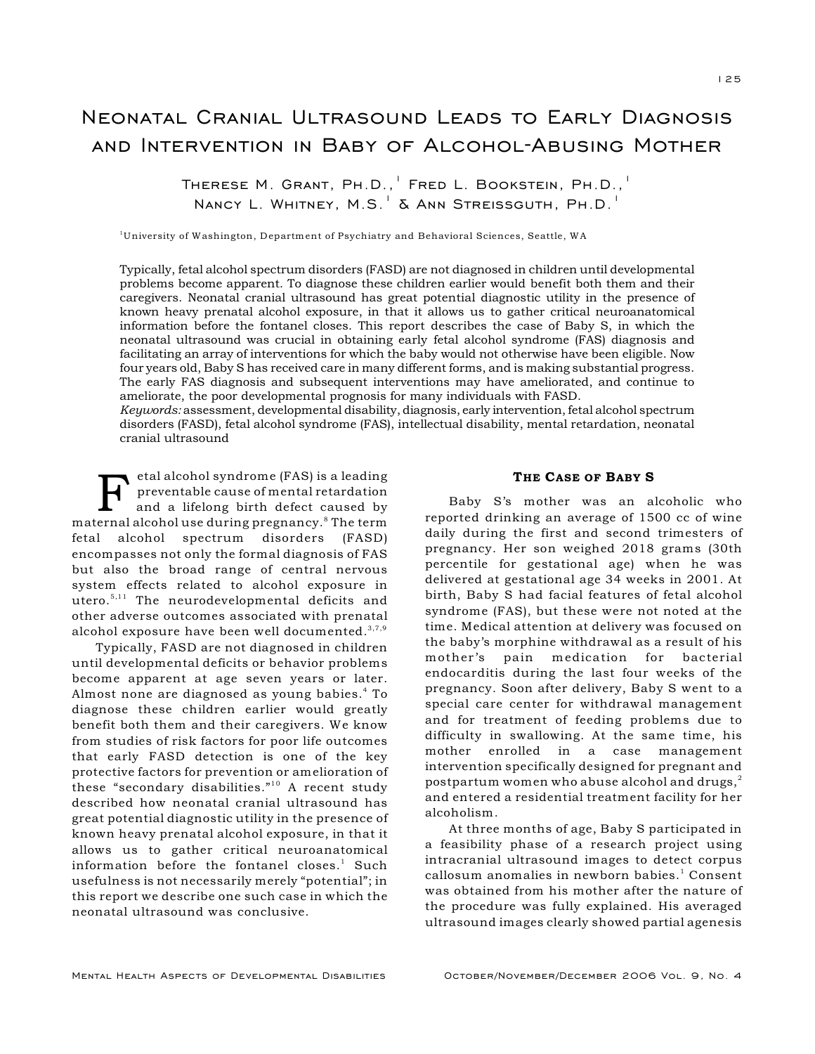# Neonatal Cranial Ultrasound Leads to Early Diagnosis and Intervention in Baby of Alcohol-Abusing Mother

Therese M. Grant, Ph.D.,[1] Fred L. Bookstein, Ph.D.,[1] Nancy L. Whitney, M.S.[1] & Ann Streissguth, Ph.D.[1]

[1]University of Washington, Department of Psychiatry and Behavioral Sciences, Seattle, WA

Typically, fetal alcohol spectrum disorders (FASD) are not diagnosed in children until developmental problems become apparent. To diagnose these children earlier would benefit both them and their caregivers. Neonatal cranial ultrasound has great potential diagnostic utility in the presence of known heavy prenatal alcohol exposure, in that it allows us to gather critical neuroanatomical information before the fontanel closes. This report describes the case of Baby S, in which the neonatal ultrasound was crucial in obtaining early fetal alcohol syndrome (FAS) diagnosis and facilitating an array of interventions for which the baby would not otherwise have been eligible. Now four years old, Baby S has received care in many different forms, and is making substantial progress. The early FAS diagnosis and subsequent interventions may have ameliorated, and continue to ameliorate, the poor developmental prognosis for many individuals with FASD.

*Keywords:* assessment, developmental disability, diagnosis, early intervention, fetal alcohol spectrum disorders (FASD), fetal alcohol syndrome (FAS), intellectual disability, mental retardation, neonatal cranial ultrasound

Fetal alcohol syndrome (FAS) is a leading preventable cause of mental retardation and a lifelong birth defect caused by maternal alcohol use during pregnancy.[8] The term fetal alcohol spectrum disorders (FASD) encompasses not only the formal diagnosis of FAS but also the broad range of central nervous system effects related to alcohol exposure in utero.[5,11] The neurodevelopmental deficits and other adverse outcomes associated with prenatal alcohol exposure have been well documented.[3,7,9]

Typically, FASD are not diagnosed in children until developmental deficits or behavior problems become apparent at age seven years or later. Almost none are diagnosed as young babies.[4] To diagnose these children earlier would greatly benefit both them and their caregivers. We know from studies of risk factors for poor life outcomes that early FASD detection is one of the key protective factors for prevention or amelioration of these "secondary disabilities."[10] A recent study described how neonatal cranial ultrasound has great potential diagnostic utility in the presence of known heavy prenatal alcohol exposure, in that it allows us to gather critical neuroanatomical information before the fontanel closes.[1] Such usefulness is not necessarily merely "potential"; in this report we describe one such case in which the neonatal ultrasound was conclusive.

## The Case of Baby S

Baby S's mother was an alcoholic who reported drinking an average of 1500 cc of wine daily during the first and second trimesters of pregnancy. Her son weighed 2018 grams (30th percentile for gestational age) when he was delivered at gestational age 34 weeks in 2001. At birth, Baby S had facial features of fetal alcohol syndrome (FAS), but these were not noted at the time. Medical attention at delivery was focused on the baby's morphine withdrawal as a result of his mother's pain medication for bacterial endocarditis during the last four weeks of the pregnancy. Soon after delivery, Baby S went to a special care center for withdrawal management and for treatment of feeding problems due to difficulty in swallowing. At the same time, his mother enrolled in a case management intervention specifically designed for pregnant and postpartum women who abuse alcohol and drugs,[2] and entered a residential treatment facility for her alcoholism.

At three months of age, Baby S participated in a feasibility phase of a research project using intracranial ultrasound images to detect corpus callosum anomalies in newborn babies.[1] Consent was obtained from his mother after the nature of the procedure was fully explained. His averaged ultrasound images clearly showed partial agenesis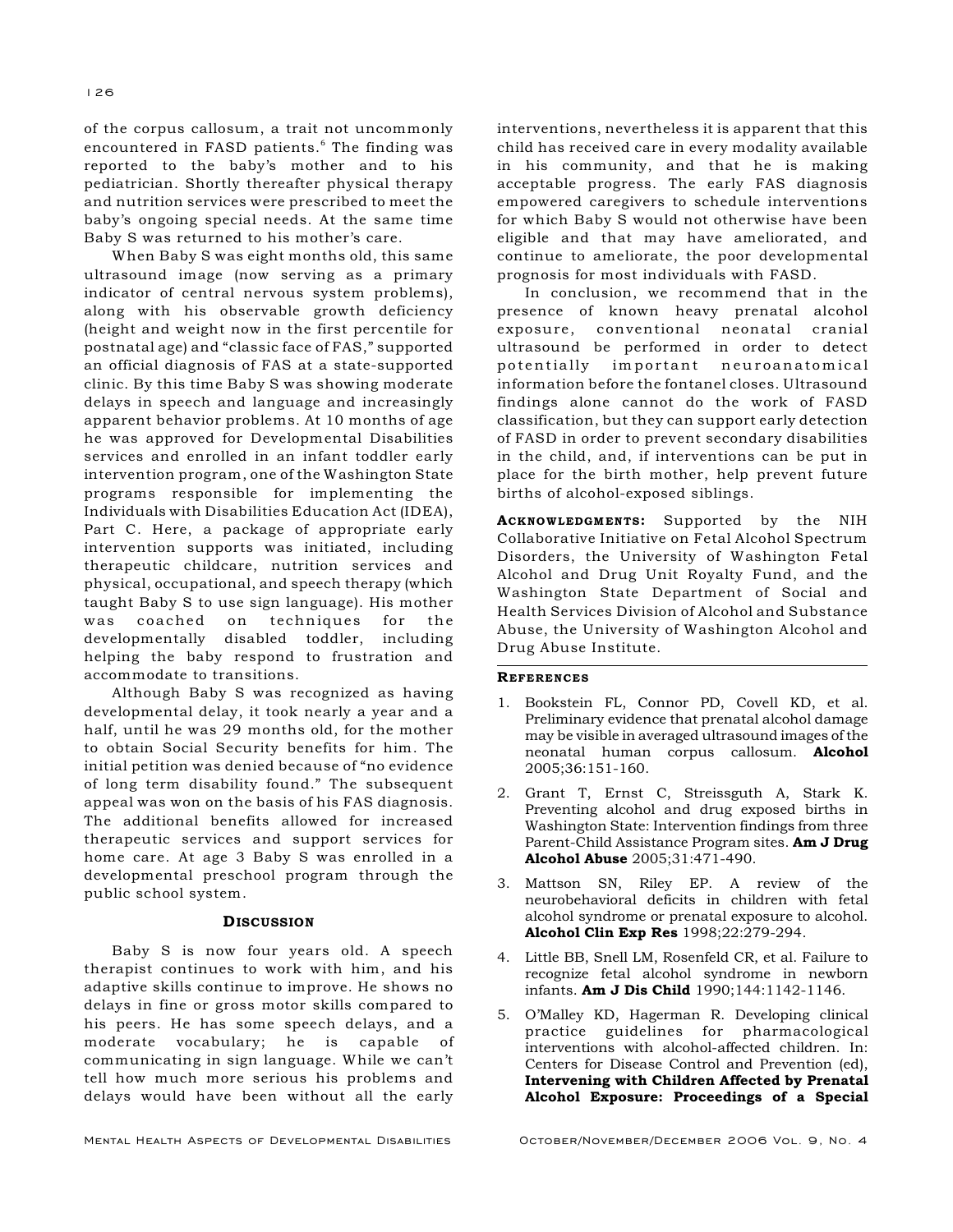of the corpus callosum, a trait not uncommonly encountered in FASD patients.[6] The finding was reported to the baby's mother and to his pediatrician. Shortly thereafter physical therapy and nutrition services were prescribed to meet the baby's ongoing special needs. At the same time Baby S was returned to his mother's care.

When Baby S was eight months old, this same ultrasound image (now serving as a primary indicator of central nervous system problems), along with his observable growth deficiency (height and weight now in the first percentile for postnatal age) and "classic face of FAS," supported an official diagnosis of FAS at a state-supported clinic. By this time Baby S was showing moderate delays in speech and language and increasingly apparent behavior problems. At 10 months of age he was approved for Developmental Disabilities services and enrolled in an infant toddler early intervention program, one of the Washington State programs responsible for implementing the Individuals with Disabilities Education Act (IDEA), Part C. Here, a package of appropriate early intervention supports was initiated, including therapeutic childcare, nutrition services and physical, occupational, and speech therapy (which taught Baby S to use sign language). His mother was coached on techniques for the developmentally disabled toddler, including helping the baby respond to frustration and accommodate to transitions.

Although Baby S was recognized as having developmental delay, it took nearly a year and a half, until he was 29 months old, for the mother to obtain Social Security benefits for him. The initial petition was denied because of "no evidence of long term disability found." The subsequent appeal was won on the basis of his FAS diagnosis. The additional benefits allowed for increased therapeutic services and support services for home care. At age 3 Baby S was enrolled in a developmental preschool program through the public school system.

## Discussion

Baby S is now four years old. A speech therapist continues to work with him, and his adaptive skills continue to improve. He shows no delays in fine or gross motor skills compared to his peers. He has some speech delays, and a moderate vocabulary; he is capable of communicating in sign language. While we can't tell how much more serious his problems and delays would have been without all the early interventions, nevertheless it is apparent that this child has received care in every modality available in his community, and that he is making acceptable progress. The early FAS diagnosis empowered caregivers to schedule interventions for which Baby S would not otherwise have been eligible and that may have ameliorated, and continue to ameliorate, the poor developmental prognosis for most individuals with FASD.

In conclusion, we recommend that in the presence of known heavy prenatal alcohol exposure, conventional neonatal cranial ultrasound be performed in order to detect potentially important neuroanatomical information before the fontanel closes. Ultrasound findings alone cannot do the work of FASD classification, but they can support early detection of FASD in order to prevent secondary disabilities in the child, and, if interventions can be put in place for the birth mother, help prevent future births of alcohol-exposed siblings.

**Acknowledgments:** Supported by the NIH Collaborative Initiative on Fetal Alcohol Spectrum Disorders, the University of Washington Fetal Alcohol and Drug Unit Royalty Fund, and the Washington State Department of Social and Health Services Division of Alcohol and Substance Abuse, the University of Washington Alcohol and Drug Abuse Institute.

## References

1. Bookstein FL, Connor PD, Covell KD, et al. Preliminary evidence that prenatal alcohol damage may be visible in averaged ultrasound images of the neonatal human corpus callosum. **Alcohol** 2005;36:151-160.
2. Grant T, Ernst C, Streissguth A, Stark K. Preventing alcohol and drug exposed births in Washington State: Intervention findings from three Parent-Child Assistance Program sites. **Am J Drug Alcohol Abuse** 2005;31:471-490.
3. Mattson SN, Riley EP. A review of the neurobehavioral deficits in children with fetal alcohol syndrome or prenatal exposure to alcohol. **Alcohol Clin Exp Res** 1998;22:279-294.
4. Little BB, Snell LM, Rosenfeld CR, et al. Failure to recognize fetal alcohol syndrome in newborn infants. **Am J Dis Child** 1990;144:1142-1146.
5. O'Malley KD, Hagerman R. Developing clinical practice guidelines for pharmacological interventions with alcohol-affected children. In: Centers for Disease Control and Prevention (ed), **Intervening with Children Affected by Prenatal Alcohol Exposure: Proceedings of a Special**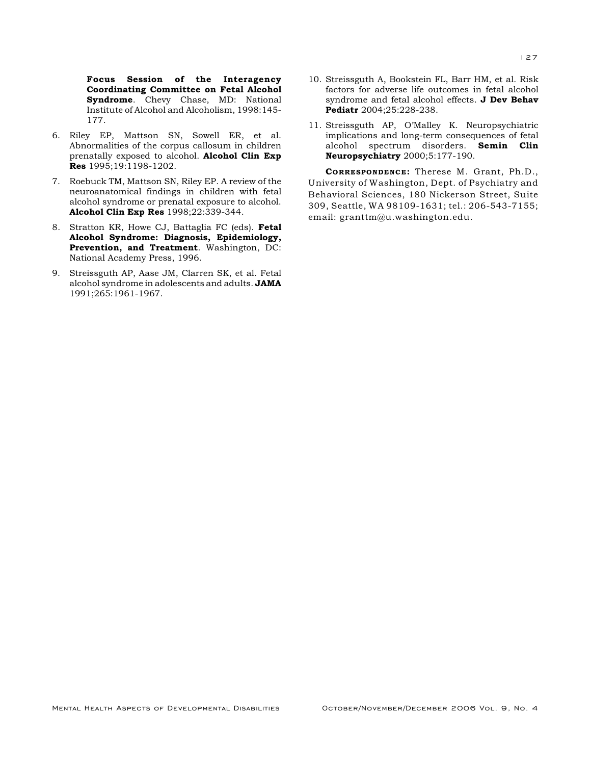**Focus Session of the Interagency Coordinating Committee on Fetal Alcohol Syndrome**. Chevy Chase, MD: National Institute of Alcohol and Alcoholism, 1998:145-177.

6. Riley EP, Mattson SN, Sowell ER, et al. Abnormalities of the corpus callosum in children prenatally exposed to alcohol. **Alcohol Clin Exp Res** 1995;19:1198-1202.
7. Roebuck TM, Mattson SN, Riley EP. A review of the neuroanatomical findings in children with fetal alcohol syndrome or prenatal exposure to alcohol. **Alcohol Clin Exp Res** 1998;22:339-344.
8. Stratton KR, Howe CJ, Battaglia FC (eds). **Fetal Alcohol Syndrome: Diagnosis, Epidemiology, Prevention, and Treatment**. Washington, DC: National Academy Press, 1996.
9. Streissguth AP, Aase JM, Clarren SK, et al. Fetal alcohol syndrome in adolescents and adults. **JAMA** 1991;265:1961-1967.
10. Streissguth A, Bookstein FL, Barr HM, et al. Risk factors for adverse life outcomes in fetal alcohol syndrome and fetal alcohol effects. **J Dev Behav Pediatr** 2004;25:228-238.
11. Streissguth AP, O'Malley K. Neuropsychiatric implications and long-term consequences of fetal alcohol spectrum disorders. **Semin Clin Neuropsychiatry** 2000;5:177-190.

**Correspondence:** Therese M. Grant, Ph.D., University of Washington, Dept. of Psychiatry and Behavioral Sciences, 180 Nickerson Street, Suite 309, Seattle, WA 98109-1631; tel.: 206-543-7155; email: granttm@u.washington.edu.